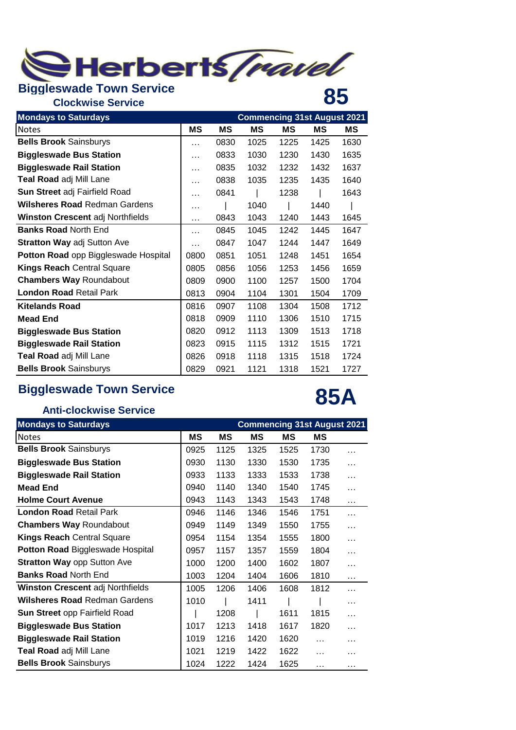# Herberts Travel

## Biggleswade Town Service — 85

### Clockwise Service

| Mondays to Saturdays | | | | Commencing 31st August 2021 | | |
|---|---|---|---|---|---|---|
| Notes | MS | MS | MS | MS | MS | MS |
| **Bells Brook** Sainsburys | … | 0830 | 1025 | 1225 | 1425 | 1630 |
| **Biggleswade Bus Station** | … | 0833 | 1030 | 1230 | 1430 | 1635 |
| **Biggleswade Rail Station** | … | 0835 | 1032 | 1232 | 1432 | 1637 |
| **Teal Road** adj Mill Lane | … | 0838 | 1035 | 1235 | 1435 | 1640 |
| **Sun Street** adj Fairfield Road | … | 0841 | \| | 1238 | \| | 1643 |
| **Wilsheres Road** Redman Gardens | … | \| | 1040 | \| | 1440 | \| |
| **Winston Crescent** adj Northfields | … | 0843 | 1043 | 1240 | 1443 | 1645 |
| **Banks Road** North End | … | 0845 | 1045 | 1242 | 1445 | 1647 |
| **Stratton Way** adj Sutton Ave | … | 0847 | 1047 | 1244 | 1447 | 1649 |
| **Potton Road** opp Biggleswade Hospital | 0800 | 0851 | 1051 | 1248 | 1451 | 1654 |
| **Kings Reach** Central Square | 0805 | 0856 | 1056 | 1253 | 1456 | 1659 |
| **Chambers Way** Roundabout | 0809 | 0900 | 1100 | 1257 | 1500 | 1704 |
| **London Road** Retail Park | 0813 | 0904 | 1104 | 1301 | 1504 | 1709 |
| **Kitelands Road** | 0816 | 0907 | 1108 | 1304 | 1508 | 1712 |
| **Mead End** | 0818 | 0909 | 1110 | 1306 | 1510 | 1715 |
| **Biggleswade Bus Station** | 0820 | 0912 | 1113 | 1309 | 1513 | 1718 |
| **Biggleswade Rail Station** | 0823 | 0915 | 1115 | 1312 | 1515 | 1721 |
| **Teal Road** adj Mill Lane | 0826 | 0918 | 1118 | 1315 | 1518 | 1724 |
| **Bells Brook** Sainsburys | 0829 | 0921 | 1121 | 1318 | 1521 | 1727 |

## Biggleswade Town Service — 85A

### Anti-clockwise Service

| Mondays to Saturdays | | | | Commencing 31st August 2021 | | |
|---|---|---|---|---|---|---|
| Notes | MS | MS | MS | MS | MS | |
| **Bells Brook** Sainsburys | 0925 | 1125 | 1325 | 1525 | 1730 | … |
| **Biggleswade Bus Station** | 0930 | 1130 | 1330 | 1530 | 1735 | … |
| **Biggleswade Rail Station** | 0933 | 1133 | 1333 | 1533 | 1738 | … |
| **Mead End** | 0940 | 1140 | 1340 | 1540 | 1745 | … |
| **Holme Court Avenue** | 0943 | 1143 | 1343 | 1543 | 1748 | … |
| **London Road** Retail Park | 0946 | 1146 | 1346 | 1546 | 1751 | … |
| **Chambers Way** Roundabout | 0949 | 1149 | 1349 | 1550 | 1755 | … |
| **Kings Reach** Central Square | 0954 | 1154 | 1354 | 1555 | 1800 | … |
| **Potton Road** Biggleswade Hospital | 0957 | 1157 | 1357 | 1559 | 1804 | … |
| **Stratton Way** opp Sutton Ave | 1000 | 1200 | 1400 | 1602 | 1807 | … |
| **Banks Road** North End | 1003 | 1204 | 1404 | 1606 | 1810 | … |
| **Winston Crescent** adj Northfields | 1005 | 1206 | 1406 | 1608 | 1812 | … |
| **Wilsheres Road** Redman Gardens | 1010 | \| | 1411 | \| | \| | … |
| **Sun Street** opp Fairfield Road | \| | 1208 | \| | 1611 | 1815 | … |
| **Biggleswade Bus Station** | 1017 | 1213 | 1418 | 1617 | 1820 | … |
| **Biggleswade Rail Station** | 1019 | 1216 | 1420 | 1620 | … | … |
| **Teal Road** adj Mill Lane | 1021 | 1219 | 1422 | 1622 | … | … |
| **Bells Brook** Sainsburys | 1024 | 1222 | 1424 | 1625 | … | … |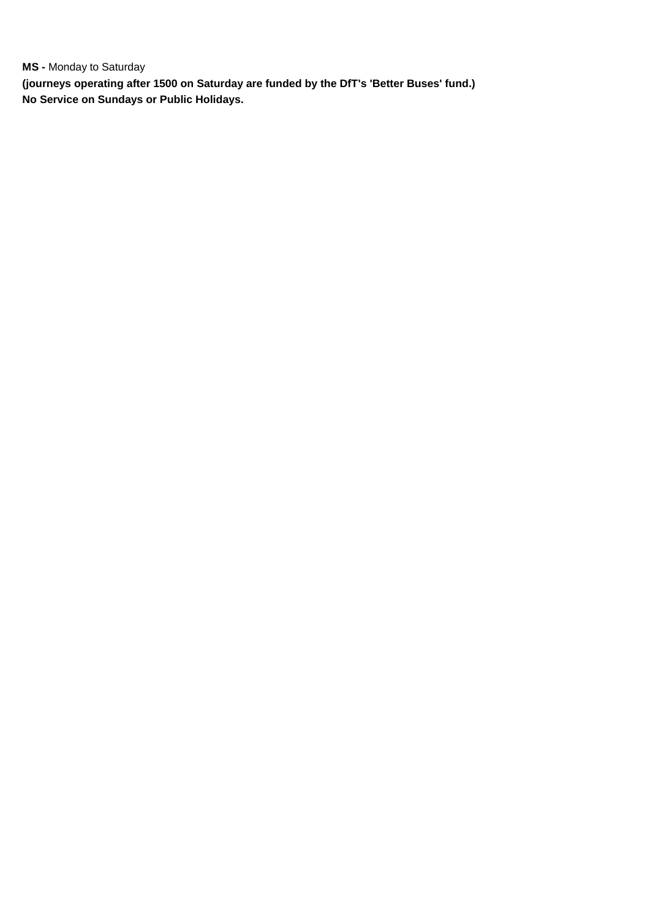**MS -** Monday to Saturday

**(journeys operating after 1500 on Saturday are funded by the DfT's 'Better Buses' fund.)**

**No Service on Sundays or Public Holidays.**